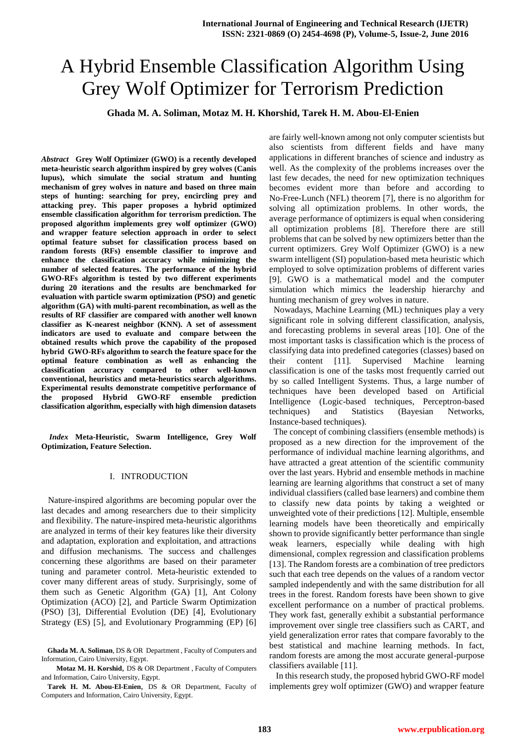# A Hybrid Ensemble Classification Algorithm Using Grey Wolf Optimizer for Terrorism Prediction

**Ghada M. A. Soliman, Motaz M. H. Khorshid, Tarek H. M. Abou-El-Enien**

***Abstract*** **Grey Wolf Optimizer (GWO) is a recently developed meta-heuristic search algorithm inspired by grey wolves (Canis lupus), which simulate the social stratum and hunting mechanism of grey wolves in nature and based on three main steps of hunting: searching for prey, encircling prey and attacking prey. This paper proposes a hybrid optimized ensemble classification algorithm for terrorism prediction. The proposed algorithm implements grey wolf optimizer (GWO) and wrapper feature selection approach in order to select optimal feature subset for classification process based on random forests (RFs) ensemble classifier to improve and enhance the classification accuracy while minimizing the number of selected features. The performance of the hybrid GWO-RFs algorithm is tested by two different experiments during 20 iterations and the results are benchmarked for evaluation with particle swarm optimization (PSO) and genetic algorithm (GA) with multi-parent recombination, as well as the results of RF classifier are compared with another well known classifier as K-nearest neighbor (KNN). A set of assessment indicators are used to evaluate and compare between the obtained results which prove the capability of the proposed hybrid GWO-RFs algorithm to search the feature space for the optimal feature combination as well as enhancing the classification accuracy compared to other well-known conventional, heuristics and meta-heuristics search algorithms. Experimental results demonstrate competitive performance of the proposed Hybrid GWO-RF ensemble prediction classification algorithm, especially with high dimension datasets**

***Index*** **Meta-Heuristic, Swarm Intelligence, Grey Wolf Optimization, Feature Selection.**

## I. INTRODUCTION

Nature-inspired algorithms are becoming popular over the last decades and among researchers due to their simplicity and flexibility. The nature-inspired meta-heuristic algorithms are analyzed in terms of their key features like their diversity and adaptation, exploration and exploitation, and attractions and diffusion mechanisms. The success and challenges concerning these algorithms are based on their parameter tuning and parameter control. Meta-heuristic extended to cover many different areas of study. Surprisingly, some of them such as Genetic Algorithm (GA) [1], Ant Colony Optimization (ACO) [2], and Particle Swarm Optimization (PSO) [3], Differential Evolution (DE) [4], Evolutionary Strategy (ES) [5], and Evolutionary Programming (EP) [6] are fairly well-known among not only computer scientists but also scientists from different fields and have many applications in different branches of science and industry as well. As the complexity of the problems increases over the last few decades, the need for new optimization techniques becomes evident more than before and according to No-Free-Lunch (NFL) theorem [7], there is no algorithm for solving all optimization problems. In other words, the average performance of optimizers is equal when considering all optimization problems [8]. Therefore there are still problems that can be solved by new optimizers better than the current optimizers. Grey Wolf Optimizer (GWO) is a new swarm intelligent (SI) population-based meta heuristic which employed to solve optimization problems of different varies [9]. GWO is a mathematical model and the computer simulation which mimics the leadership hierarchy and hunting mechanism of grey wolves in nature.

Nowadays, Machine Learning (ML) techniques play a very significant role in solving different classification, analysis, and forecasting problems in several areas [10]. One of the most important tasks is classification which is the process of classifying data into predefined categories (classes) based on their content [11]. Supervised Machine learning classification is one of the tasks most frequently carried out by so called Intelligent Systems. Thus, a large number of techniques have been developed based on Artificial Intelligence (Logic-based techniques, Perceptron-based techniques) and Statistics (Bayesian Networks, Instance-based techniques).

The concept of combining classifiers (ensemble methods) is proposed as a new direction for the improvement of the performance of individual machine learning algorithms, and have attracted a great attention of the scientific community over the last years. Hybrid and ensemble methods in machine learning are learning algorithms that construct a set of many individual classifiers (called base learners) and combine them to classify new data points by taking a weighted or unweighted vote of their predictions [12]. Multiple, ensemble learning models have been theoretically and empirically shown to provide significantly better performance than single weak learners, especially while dealing with high dimensional, complex regression and classification problems [13]. The Random forests are a combination of tree predictors such that each tree depends on the values of a random vector sampled independently and with the same distribution for all trees in the forest. Random forests have been shown to give excellent performance on a number of practical problems. They work fast, generally exhibit a substantial performance improvement over single tree classifiers such as CART, and yield generalization error rates that compare favorably to the best statistical and machine learning methods. In fact, random forests are among the most accurate general-purpose classifiers available [11].

In this research study, the proposed hybrid GWO-RF model implements grey wolf optimizer (GWO) and wrapper feature

**Ghada M. A. Soliman**, DS & OR Department , Faculty of Computers and Information, Cairo University, Egypt.

**Motaz M. H. Korshid**, DS & OR Department , Faculty of Computers and Information, Cairo University, Egypt.

**Tarek H. M. Abou-El-Enien**, DS & OR Department, Faculty of Computers and Information, Cairo University, Egypt.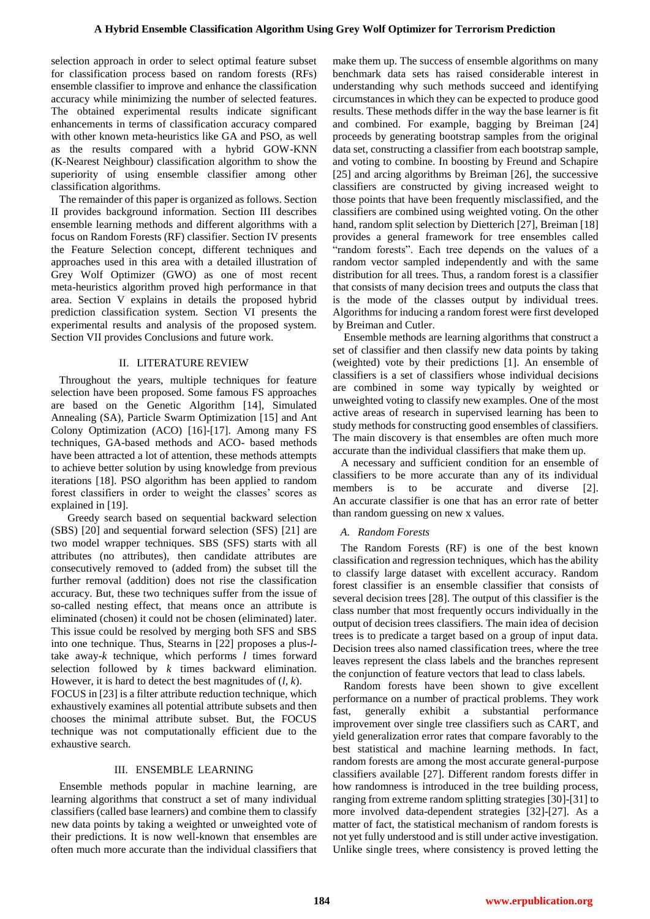selection approach in order to select optimal feature subset for classification process based on random forests (RFs) ensemble classifier to improve and enhance the classification accuracy while minimizing the number of selected features. The obtained experimental results indicate significant enhancements in terms of classification accuracy compared with other known meta-heuristics like GA and PSO, as well as the results compared with a hybrid GOW-KNN (K-Nearest Neighbour) classification algorithm to show the superiority of using ensemble classifier among other classification algorithms.

The remainder of this paper is organized as follows. Section II provides background information. Section III describes ensemble learning methods and different algorithms with a focus on Random Forests (RF) classifier. Section IV presents the Feature Selection concept, different techniques and approaches used in this area with a detailed illustration of Grey Wolf Optimizer (GWO) as one of most recent meta-heuristics algorithm proved high performance in that area. Section V explains in details the proposed hybrid prediction classification system. Section VI presents the experimental results and analysis of the proposed system. Section VII provides Conclusions and future work.

## II. LITERATURE REVIEW

Throughout the years, multiple techniques for feature selection have been proposed. Some famous FS approaches are based on the Genetic Algorithm [14], Simulated Annealing (SA), Particle Swarm Optimization [15] and Ant Colony Optimization (ACO) [16]-[17]. Among many FS techniques, GA-based methods and ACO- based methods have been attracted a lot of attention, these methods attempts to achieve better solution by using knowledge from previous iterations [18]. PSO algorithm has been applied to random forest classifiers in order to weight the classes' scores as explained in [19].

Greedy search based on sequential backward selection (SBS) [20] and sequential forward selection (SFS) [21] are two model wrapper techniques. SBS (SFS) starts with all attributes (no attributes), then candidate attributes are consecutively removed to (added from) the subset till the further removal (addition) does not rise the classification accuracy. But, these two techniques suffer from the issue of so-called nesting effect, that means once an attribute is eliminated (chosen) it could not be chosen (eliminated) later. This issue could be resolved by merging both SFS and SBS into one technique. Thus, Stearns in [22] proposes a plus-*l*-take away-*k* technique, which performs *l* times forward selection followed by *k* times backward elimination. However, it is hard to detect the best magnitudes of (*l*, *k*).

FOCUS in [23] is a filter attribute reduction technique, which exhaustively examines all potential attribute subsets and then chooses the minimal attribute subset. But, the FOCUS technique was not computationally efficient due to the exhaustive search.

## III. ENSEMBLE LEARNING

Ensemble methods popular in machine learning, are learning algorithms that construct a set of many individual classifiers (called base learners) and combine them to classify new data points by taking a weighted or unweighted vote of their predictions. It is now well-known that ensembles are often much more accurate than the individual classifiers that make them up. The success of ensemble algorithms on many benchmark data sets has raised considerable interest in understanding why such methods succeed and identifying circumstances in which they can be expected to produce good results. These methods differ in the way the base learner is fit and combined. For example, bagging by Breiman [24] proceeds by generating bootstrap samples from the original data set, constructing a classifier from each bootstrap sample, and voting to combine. In boosting by Freund and Schapire [25] and arcing algorithms by Breiman [26], the successive classifiers are constructed by giving increased weight to those points that have been frequently misclassified, and the classifiers are combined using weighted voting. On the other hand, random split selection by Dietterich [27], Breiman [18] provides a general framework for tree ensembles called "random forests". Each tree depends on the values of a random vector sampled independently and with the same distribution for all trees. Thus, a random forest is a classifier that consists of many decision trees and outputs the class that is the mode of the classes output by individual trees. Algorithms for inducing a random forest were first developed by Breiman and Cutler.

Ensemble methods are learning algorithms that construct a set of classifier and then classify new data points by taking (weighted) vote by their predictions [1]. An ensemble of classifiers is a set of classifiers whose individual decisions are combined in some way typically by weighted or unweighted voting to classify new examples. One of the most active areas of research in supervised learning has been to study methods for constructing good ensembles of classifiers. The main discovery is that ensembles are often much more accurate than the individual classifiers that make them up.

A necessary and sufficient condition for an ensemble of classifiers to be more accurate than any of its individual members is to be accurate and diverse [2]. An accurate classifier is one that has an error rate of better than random guessing on new x values.

### A. Random Forests

The Random Forests (RF) is one of the best known classification and regression techniques, which has the ability to classify large dataset with excellent accuracy. Random forest classifier is an ensemble classifier that consists of several decision trees [28]. The output of this classifier is the class number that most frequently occurs individually in the output of decision trees classifiers. The main idea of decision trees is to predicate a target based on a group of input data. Decision trees also named classification trees, where the tree leaves represent the class labels and the branches represent the conjunction of feature vectors that lead to class labels.

Random forests have been shown to give excellent performance on a number of practical problems. They work fast, generally exhibit a substantial performance improvement over single tree classifiers such as CART, and yield generalization error rates that compare favorably to the best statistical and machine learning methods. In fact, random forests are among the most accurate general-purpose classifiers available [27]. Different random forests differ in how randomness is introduced in the tree building process, ranging from extreme random splitting strategies [30]-[31] to more involved data-dependent strategies [32]-[27]. As a matter of fact, the statistical mechanism of random forests is not yet fully understood and is still under active investigation. Unlike single trees, where consistency is proved letting the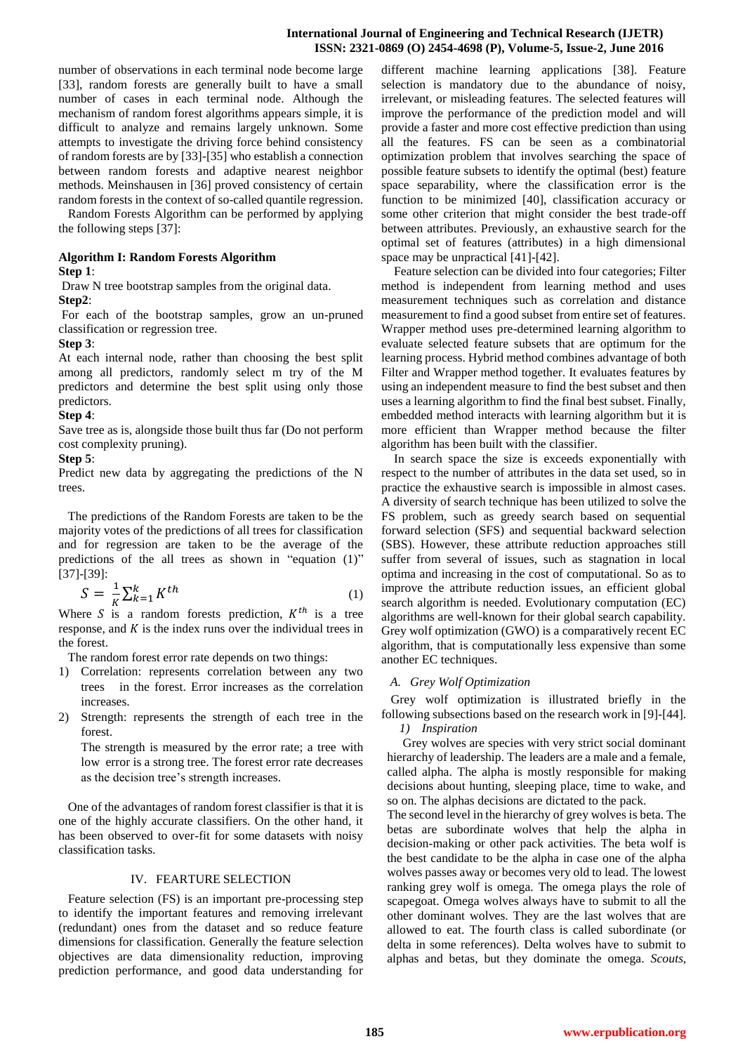number of observations in each terminal node become large [33], random forests are generally built to have a small number of cases in each terminal node. Although the mechanism of random forest algorithms appears simple, it is difficult to analyze and remains largely unknown. Some attempts to investigate the driving force behind consistency of random forests are by [33]-[35] who establish a connection between random forests and adaptive nearest neighbor methods. Meinshausen in [36] proved consistency of certain random forests in the context of so-called quantile regression.

Random Forests Algorithm can be performed by applying the following steps [37]:

**Algorithm I: Random Forests Algorithm**

**Step 1**:

Draw N tree bootstrap samples from the original data.

**Step2**:

For each of the bootstrap samples, grow an un-pruned classification or regression tree.

**Step 3**:

At each internal node, rather than choosing the best split among all predictors, randomly select m try of the M predictors and determine the best split using only those predictors.

**Step 4**:

Save tree as is, alongside those built thus far (Do not perform cost complexity pruning).

**Step 5**:

Predict new data by aggregating the predictions of the N trees.

The predictions of the Random Forests are taken to be the majority votes of the predictions of all trees for classification and for regression are taken to be the average of the predictions of the all trees as shown in "equation (1)" [37]-[39]:

$$S = \frac{1}{K}\sum_{k=1}^{k} K^{th} \tag{1}$$

Where $S$ is a random forests prediction, $K^{th}$ is a tree response, and $K$ is the index runs over the individual trees in the forest.

The random forest error rate depends on two things:

1) Correlation: represents correlation between any two trees in the forest. Error increases as the correlation increases.
2) Strength: represents the strength of each tree in the forest.

   The strength is measured by the error rate; a tree with low error is a strong tree. The forest error rate decreases as the decision tree's strength increases.

One of the advantages of random forest classifier is that it is one of the highly accurate classifiers. On the other hand, it has been observed to over-fit for some datasets with noisy classification tasks.

## IV. FEARTURE SELECTION

Feature selection (FS) is an important pre-processing step to identify the important features and removing irrelevant (redundant) ones from the dataset and so reduce feature dimensions for classification. Generally the feature selection objectives are data dimensionality reduction, improving prediction performance, and good data understanding for different machine learning applications [38]. Feature selection is mandatory due to the abundance of noisy, irrelevant, or misleading features. The selected features will improve the performance of the prediction model and will provide a faster and more cost effective prediction than using all the features. FS can be seen as a combinatorial optimization problem that involves searching the space of possible feature subsets to identify the optimal (best) feature space separability, where the classification error is the function to be minimized [40], classification accuracy or some other criterion that might consider the best trade-off between attributes. Previously, an exhaustive search for the optimal set of features (attributes) in a high dimensional space may be unpractical [41]-[42].

Feature selection can be divided into four categories; Filter method is independent from learning method and uses measurement techniques such as correlation and distance measurement to find a good subset from entire set of features. Wrapper method uses pre-determined learning algorithm to evaluate selected feature subsets that are optimum for the learning process. Hybrid method combines advantage of both Filter and Wrapper method together. It evaluates features by using an independent measure to find the best subset and then uses a learning algorithm to find the final best subset. Finally, embedded method interacts with learning algorithm but it is more efficient than Wrapper method because the filter algorithm has been built with the classifier.

In search space the size is exceeds exponentially with respect to the number of attributes in the data set used, so in practice the exhaustive search is impossible in almost cases. A diversity of search technique has been utilized to solve the FS problem, such as greedy search based on sequential forward selection (SFS) and sequential backward selection (SBS). However, these attribute reduction approaches still suffer from several of issues, such as stagnation in local optima and increasing in the cost of computational. So as to improve the attribute reduction issues, an efficient global search algorithm is needed. Evolutionary computation (EC) algorithms are well-known for their global search capability. Grey wolf optimization (GWO) is a comparatively recent EC algorithm, that is computationally less expensive than some another EC techniques.

### *A. Grey Wolf Optimization*

Grey wolf optimization is illustrated briefly in the following subsections based on the research work in [9]-[44].

#### *1) Inspiration*

Grey wolves are species with very strict social dominant hierarchy of leadership. The leaders are a male and a female, called alpha. The alpha is mostly responsible for making decisions about hunting, sleeping place, time to wake, and so on. The alphas decisions are dictated to the pack.

The second level in the hierarchy of grey wolves is beta. The betas are subordinate wolves that help the alpha in decision-making or other pack activities. The beta wolf is the best candidate to be the alpha in case one of the alpha wolves passes away or becomes very old to lead. The lowest ranking grey wolf is omega. The omega plays the role of scapegoat. Omega wolves always have to submit to all the other dominant wolves. They are the last wolves that are allowed to eat. The fourth class is called subordinate (or delta in some references). Delta wolves have to submit to alphas and betas, but they dominate the omega. *Scouts*,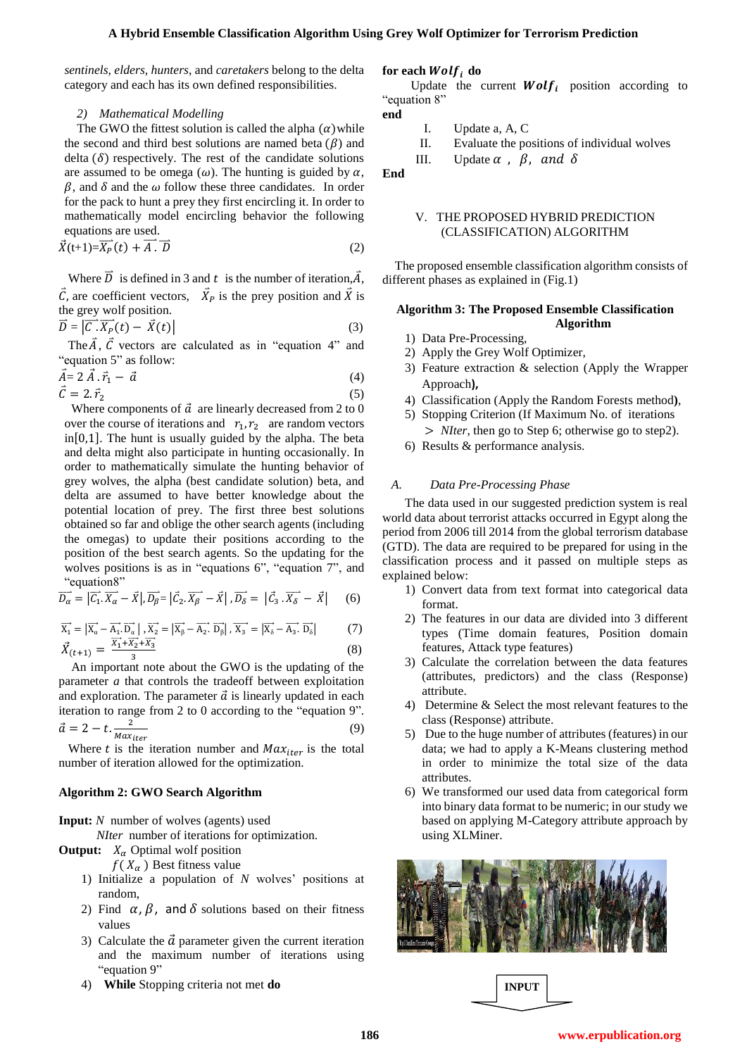*sentinels, elders, hunters*, and *caretakers* belong to the delta category and each has its own defined responsibilities.

### 2) *Mathematical Modelling*

The GWO the fittest solution is called the alpha ($\alpha$) while the second and third best solutions are named beta ($\beta$) and delta ($\delta$) respectively. The rest of the candidate solutions are assumed to be omega ($\omega$). The hunting is guided by $\alpha$, $\beta$, and $\delta$ and the $\omega$ follow these three candidates. In order for the pack to hunt a prey they first encircling it. In order to mathematically model encircling behavior the following equations are used.

$$\vec{X}(t+1) = \vec{X_P}(t) + \vec{A}\,.\,\vec{D} \tag{2}$$

Where $\vec{D}$ is defined in 3 and $t$ is the number of iteration, $\vec{A}$, $\vec{C}$, are coefficient vectors, $\vec{X_P}$ is the prey position and $\vec{X}$ is the grey wolf position.

$$\vec{D} = \left|\vec{C}\,.\,\vec{X_P}(t) - \vec{X}(t)\right| \tag{3}$$

The $\vec{A}$, $\vec{C}$ vectors are calculated as in "equation 4" and "equation 5" as follow:

$$\vec{A} = 2\,\vec{A}\,.\,\vec{r}_1 - \vec{a} \tag{4}$$

$$\vec{C} = 2.\vec{r}_2 \tag{5}$$

Where components of $\vec{a}$ are linearly decreased from 2 to 0 over the course of iterations and $r_1, r_2$ are random vectors in $[0,1]$. The hunt is usually guided by the alpha. The beta and delta might also participate in hunting occasionally. In order to mathematically simulate the hunting behavior of grey wolves, the alpha (best candidate solution) beta, and delta are assumed to have better knowledge about the potential location of prey. The first three best solutions obtained so far and oblige the other search agents (including the omegas) to update their positions according to the position of the best search agents. So the updating for the wolves positions is as in "equations 6", "equation 7", and "equation8"

$$\vec{D_\alpha} = \left|\vec{C_1}.\vec{X_\alpha} - \vec{X}\right|, \vec{D_\beta} = \left|\vec{C_2}.\vec{X_\beta} - \vec{X}\right|, \vec{D_\delta} = \left|\vec{C_3}.\vec{X_\delta} - \vec{X}\right| \tag{6}$$

$$\vec{X_1} = \left|\vec{X_\alpha} - \vec{A_1}.\vec{D_\alpha}\right|, \vec{X_2} = \left|\vec{X_\beta} - \vec{A_2}.\vec{D_\beta}\right|, \vec{X_3} = \left|\vec{X_\delta} - \vec{A_3}.\vec{D_\delta}\right| \tag{7}$$

$$\vec{X}_{(t+1)} = \frac{\vec{X_1} + \vec{X_2} + \vec{X_3}}{3} \tag{8}$$

An important note about the GWO is the updating of the parameter *a* that controls the tradeoff between exploitation and exploration. The parameter $\vec{a}$ is linearly updated in each iteration to range from 2 to 0 according to the "equation 9".

$$\vec{a} = 2 - t.\frac{2}{Max_{iter}} \tag{9}$$

Where $t$ is the iteration number and $Max_{iter}$ is the total number of iteration allowed for the optimization.

**Algorithm 2: GWO Search Algorithm**

**Input:** $N$ number of wolves (agents) used
*NIter* number of iterations for optimization.
**Output:** $X_\alpha$ Optimal wolf position
$f(X_\alpha)$ Best fitness value

1) Initialize a population of $N$ wolves' positions at random,
2) Find $\alpha, \beta,$ and $\delta$ solutions based on their fitness values
3) Calculate the $\vec{a}$ parameter given the current iteration and the maximum number of iterations using "equation 9"
4) **While** Stopping criteria not met **do**

**for each** $\boldsymbol{Wolf_i}$ **do**
Update the current $\boldsymbol{Wolf_i}$ position according to "equation 8"
**end**

I. Update a, A, C
II. Evaluate the positions of individual wolves
III. Update $\alpha$, $\beta$, and $\delta$

**End**

## V. THE PROPOSED HYBRID PREDICTION (CLASSIFICATION) ALGORITHM

The proposed ensemble classification algorithm consists of different phases as explained in (Fig.1)

**Algorithm 3: The Proposed Ensemble Classification Algorithm**

1) Data Pre-Processing,
2) Apply the Grey Wolf Optimizer,
3) Feature extraction & selection (Apply the Wrapper Approach**),**
4) Classification (Apply the Random Forests method**)**,
5) Stopping Criterion (If Maximum No. of iterations > *NIter*, then go to Step 6; otherwise go to step2).
6) Results & performance analysis.

### A. *Data Pre-Processing Phase*

The data used in our suggested prediction system is real world data about terrorist attacks occurred in Egypt along the period from 2006 till 2014 from the global terrorism database (GTD). The data are required to be prepared for using in the classification process and it passed on multiple steps as explained below:

1) Convert data from text format into categorical data format.
2) The features in our data are divided into 3 different types (Time domain features, Position domain features, Attack type features)
3) Calculate the correlation between the data features (attributes, predictors) and the class (Response) attribute.
4) Determine & Select the most relevant features to the class (Response) attribute.
5) Due to the huge number of attributes (features) in our data; we had to apply a K-Means clustering method in order to minimize the total size of the data attributes.
6) We transformed our used data from categorical form into binary data format to be numeric; in our study we based on applying M-Category attribute approach by using XLMiner.

INPUT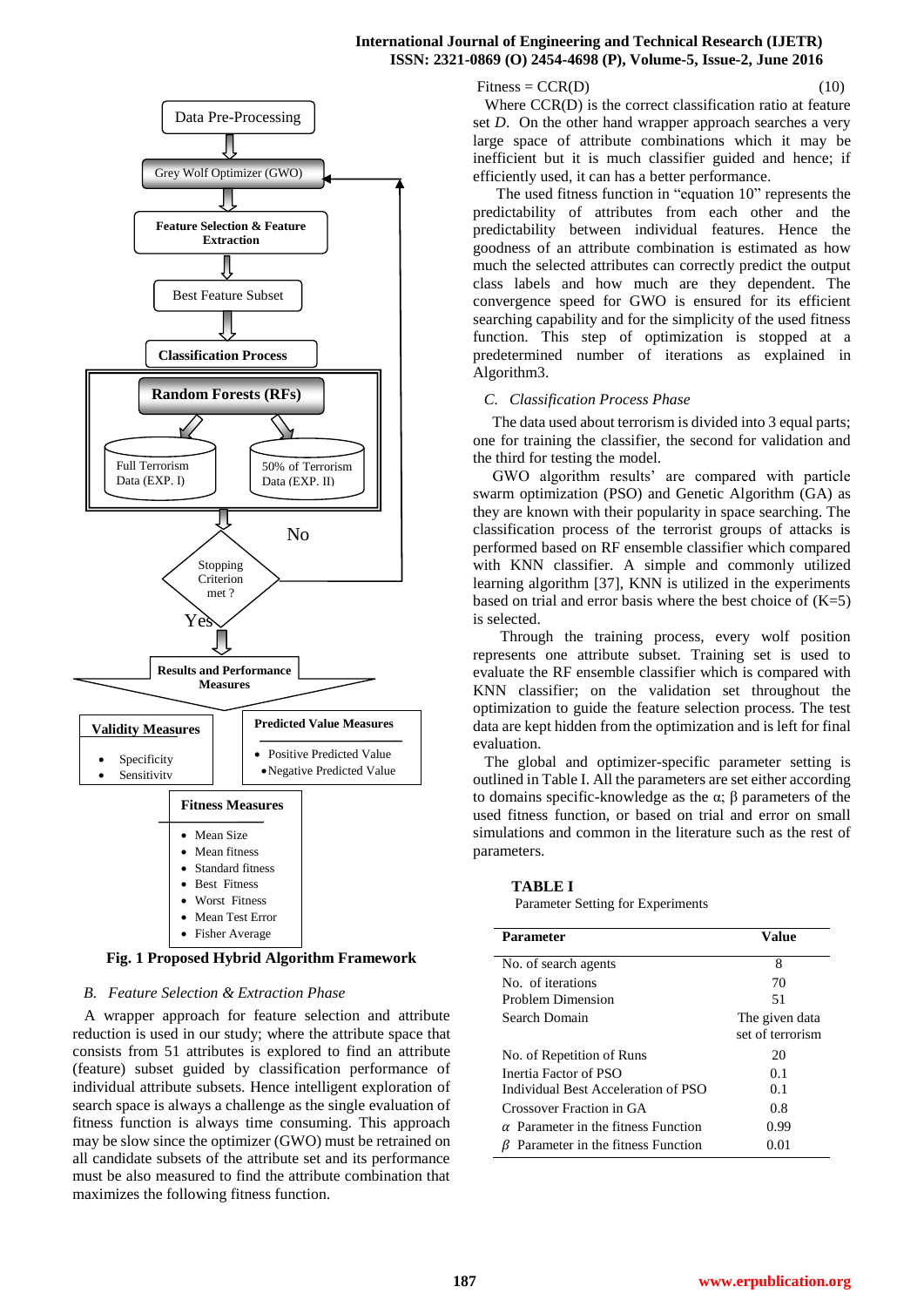Fig. 1 Proposed Hybrid Algorithm Framework

### B. Feature Selection & Extraction Phase

A wrapper approach for feature selection and attribute reduction is used in our study; where the attribute space that consists from 51 attributes is explored to find an attribute (feature) subset guided by classification performance of individual attribute subsets. Hence intelligent exploration of search space is always a challenge as the single evaluation of fitness function is always time consuming. This approach may be slow since the optimizer (GWO) must be retrained on all candidate subsets of the attribute set and its performance must be also measured to find the attribute combination that maximizes the following fitness function.

$$\text{Fitness} = CCR(D) \qquad (10)$$

Where CCR(D) is the correct classification ratio at feature set *D*. On the other hand wrapper approach searches a very large space of attribute combinations which it may be inefficient but it is much classifier guided and hence; if efficiently used, it can has a better performance.

The used fitness function in "equation 10" represents the predictability of attributes from each other and the predictability between individual features. Hence the goodness of an attribute combination is estimated as how much the selected attributes can correctly predict the output class labels and how much are they dependent. The convergence speed for GWO is ensured for its efficient searching capability and for the simplicity of the used fitness function. This step of optimization is stopped at a predetermined number of iterations as explained in Algorithm3.

### C. Classification Process Phase

The data used about terrorism is divided into 3 equal parts; one for training the classifier, the second for validation and the third for testing the model.

GWO algorithm results' are compared with particle swarm optimization (PSO) and Genetic Algorithm (GA) as they are known with their popularity in space searching. The classification process of the terrorist groups of attacks is performed based on RF ensemble classifier which compared with KNN classifier. A simple and commonly utilized learning algorithm [37], KNN is utilized in the experiments based on trial and error basis where the best choice of (K=5) is selected.

Through the training process, every wolf position represents one attribute subset. Training set is used to evaluate the RF ensemble classifier which is compared with KNN classifier; on the validation set throughout the optimization to guide the feature selection process. The test data are kept hidden from the optimization and is left for final evaluation.

The global and optimizer-specific parameter setting is outlined in Table I. All the parameters are set either according to domains specific-knowledge as the α; β parameters of the used fitness function, or based on trial and error on small simulations and common in the literature such as the rest of parameters.

**TABLE I**

Parameter Setting for Experiments

| Parameter | Value |
|---|---|
| No. of search agents | 8 |
| No. of iterations | 70 |
| Problem Dimension | 51 |
| Search Domain | The given data set of terrorism |
| No. of Repetition of Runs | 20 |
| Inertia Factor of PSO | 0.1 |
| Individual Best Acceleration of PSO | 0.1 |
| Crossover Fraction in GA | 0.8 |
| $\alpha$ Parameter in the fitness Function | 0.99 |
| $\beta$ Parameter in the fitness Function | 0.01 |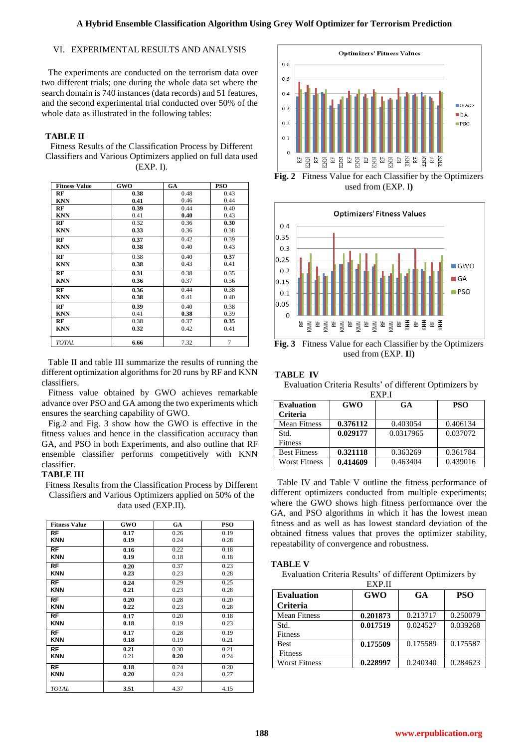## VI. EXPERIMENTAL RESULTS AND ANALYSIS

The experiments are conducted on the terrorism data over two different trials; one during the whole data set where the search domain is 740 instances (data records) and 51 features, and the second experimental trial conducted over 50% of the whole data as illustrated in the following tables:

**TABLE II**

Fitness Results of the Classification Process by Different Classifiers and Various Optimizers applied on full data used (EXP. I).

| Fitness Value | GWO | GA | PSO |
|---|---|---|---|
| **RF** | **0.38** | 0.48 | 0.43 |
| **KNN** | **0.41** | 0.46 | 0.44 |
| **RF** | **0.39** | 0.44 | 0.40 |
| **KNN** | 0.41 | **0.40** | 0.43 |
| **RF** | 0.32 | 0.36 | **0.30** |
| **KNN** | **0.33** | 0.36 | 0.38 |
| **RF** | **0.37** | 0.42 | 0.39 |
| **KNN** | **0.38** | 0.40 | 0.43 |
| **RF** | 0.38 | 0.40 | **0.37** |
| **KNN** | **0.38** | 0.43 | 0.41 |
| **RF** | **0.31** | 0.38 | 0.35 |
| **KNN** | **0.36** | 0.37 | 0.36 |
| **RF** | **0.36** | 0.44 | 0.38 |
| **KNN** | **0.38** | 0.41 | 0.40 |
| **RF** | **0.39** | 0.40 | 0.38 |
| **KNN** | 0.41 | **0.38** | 0.39 |
| **RF** | 0.38 | 0.37 | **0.35** |
| **KNN** | **0.32** | 0.42 | 0.41 |
| *TOTAL* | **6.66** | 7.32 | 7 |

Table II and table III summarize the results of running the different optimization algorithms for 20 runs by RF and KNN classifiers.

Fitness value obtained by GWO achieves remarkable advance over PSO and GA among the two experiments which ensures the searching capability of GWO.

Fig.2 and Fig. 3 show how the GWO is effective in the fitness values and hence in the classification accuracy than GA, and PSO in both Experiments, and also outline that RF ensemble classifier performs competitively with KNN classifier.

**TABLE III**

Fitness Results from the Classification Process by Different Classifiers and Various Optimizers applied on 50% of the data used (EXP.II).

| Fitness Value | GWO | GA | PSO |
|---|---|---|---|
| **RF** | **0.17** | 0.26 | 0.19 |
| **KNN** | **0.19** | 0.24 | 0.28 |
| **RF** | **0.16** | 0.22 | 0.18 |
| **KNN** | **0.19** | 0.18 | 0.18 |
| **RF** | **0.20** | 0.37 | 0.23 |
| **KNN** | **0.23** | 0.23 | 0.28 |
| **RF** | **0.24** | 0.29 | 0.25 |
| **KNN** | **0.21** | 0.23 | 0.28 |
| **RF** | **0.20** | 0.28 | 0.20 |
| **KNN** | **0.22** | 0.23 | 0.28 |
| **RF** | **0.17** | 0.20 | 0.18 |
| **KNN** | **0.18** | 0.19 | 0.23 |
| **RF** | **0.17** | 0.28 | 0.19 |
| **KNN** | **0.18** | 0.19 | 0.21 |
| **RF** | **0.21** | 0.30 | 0.21 |
| **KNN** | 0.21 | **0.20** | 0.24 |
| **RF** | **0.18** | 0.24 | 0.20 |
| **KNN** | **0.20** | 0.24 | 0.27 |
| *TOTAL* | **3.51** | 4.37 | 4.15 |

**Fig. 2** Fitness Value for each Classifier by the Optimizers used from (EXP. I)

**Fig. 3** Fitness Value for each Classifier by the Optimizers used from (EXP. II)

**TABLE IV**

Evaluation Criteria Results' of different Optimizers by EXP.I

| Evaluation Criteria | GWO | GA | PSO |
|---|---|---|---|
| Mean Fitness | **0.376112** | 0.403054 | 0.406134 |
| Std. Fitness | **0.029177** | 0.0317965 | 0.037072 |
| Best Fitness | **0.321118** | 0.363269 | 0.361784 |
| Worst Fitness | **0.414609** | 0.463404 | 0.439016 |

Table IV and Table V outline the fitness performance of different optimizers conducted from multiple experiments; where the GWO shows high fitness performance over the GA, and PSO algorithms in which it has the lowest mean fitness and as well as has lowest standard deviation of the obtained fitness values that proves the optimizer stability, repeatability of convergence and robustness.

**TABLE V**

Evaluation Criteria Results' of different Optimizers by EXP.II

| Evaluation Criteria | GWO | GA | PSO |
|---|---|---|---|
| Mean Fitness | **0.201873** | 0.213717 | 0.250079 |
| Std. Fitness | **0.017519** | 0.024527 | 0.039268 |
| Best Fitness | **0.175509** | 0.175589 | 0.175587 |
| Worst Fitness | **0.228997** | 0.240340 | 0.284623 |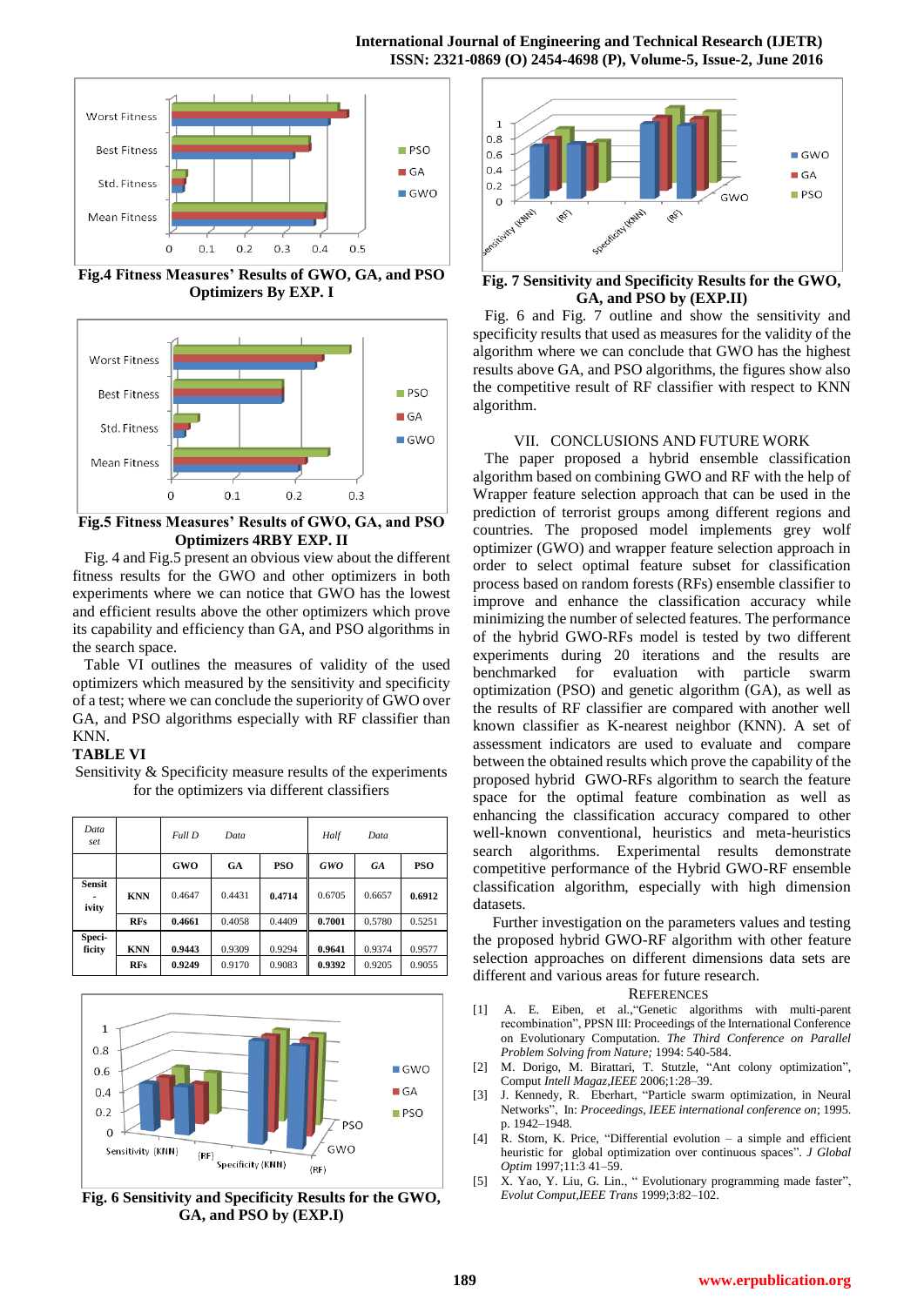Fig.4 Fitness Measures' Results of GWO, GA, and PSO Optimizers By EXP. I

Fig.5 Fitness Measures' Results of GWO, GA, and PSO Optimizers 4RBY EXP. II

Fig. 4 and Fig.5 present an obvious view about the different fitness results for the GWO and other optimizers in both experiments where we can notice that GWO has the lowest and efficient results above the other optimizers which prove its capability and efficiency than GA, and PSO algorithms in the search space.

Table VI outlines the measures of validity of the used optimizers which measured by the sensitivity and specificity of a test; where we can conclude the superiority of GWO over GA, and PSO algorithms especially with RF classifier than KNN.

**TABLE VI**

Sensitivity & Specificity measure results of the experiments for the optimizers via different classifiers

| *Data set* | | *Full D* | *Data* | | *Half* | *Data* | |
|---|---|---|---|---|---|---|---|
| | | **GWO** | **GA** | **PSO** | ***GWO*** | ***GA*** | **PSO** |
| **Sensit - ivity** | **KNN** | 0.4647 | 0.4431 | **0.4714** | 0.6705 | 0.6657 | **0.6912** |
| | **RFs** | **0.4661** | 0.4058 | 0.4409 | **0.7001** | 0.5780 | 0.5251 |
| **Speci-ficity** | **KNN** | **0.9443** | 0.9309 | 0.9294 | **0.9641** | 0.9374 | 0.9577 |
| | **RFs** | **0.9249** | 0.9170 | 0.9083 | **0.9392** | 0.9205 | 0.9055 |

Fig. 6 Sensitivity and Specificity Results for the GWO, GA, and PSO by (EXP.I)

Fig. 7 Sensitivity and Specificity Results for the GWO, GA, and PSO by (EXP.II)

Fig. 6 and Fig. 7 outline and show the sensitivity and specificity results that used as measures for the validity of the algorithm where we can conclude that GWO has the highest results above GA, and PSO algorithms, the figures show also the competitive result of RF classifier with respect to KNN algorithm.

## VII. CONCLUSIONS AND FUTURE WORK

The paper proposed a hybrid ensemble classification algorithm based on combining GWO and RF with the help of Wrapper feature selection approach that can be used in the prediction of terrorist groups among different regions and countries. The proposed model implements grey wolf optimizer (GWO) and wrapper feature selection approach in order to select optimal feature subset for classification process based on random forests (RFs) ensemble classifier to improve and enhance the classification accuracy while minimizing the number of selected features. The performance of the hybrid GWO-RFs model is tested by two different experiments during 20 iterations and the results are benchmarked for evaluation with particle swarm optimization (PSO) and genetic algorithm (GA), as well as the results of RF classifier are compared with another well known classifier as K-nearest neighbor (KNN). A set of assessment indicators are used to evaluate and compare between the obtained results which prove the capability of the proposed hybrid GWO-RFs algorithm to search the feature space for the optimal feature combination as well as enhancing the classification accuracy compared to other well-known conventional, heuristics and meta-heuristics search algorithms. Experimental results demonstrate competitive performance of the Hybrid GWO-RF ensemble classification algorithm, especially with high dimension datasets.

Further investigation on the parameters values and testing the proposed hybrid GWO-RF algorithm with other feature selection approaches on different dimensions data sets are different and various areas for future research.

## REFERENCES

[1] A. E. Eiben, et al.,"Genetic algorithms with multi-parent recombination", PPSN III: Proceedings of the International Conference on Evolutionary Computation. *The Third Conference on Parallel Problem Solving from Nature;* 1994: 540-584.

[2] M. Dorigo, M. Birattari, T. Stutzle, "Ant colony optimization", Comput *Intell Magaz,IEEE* 2006;1:28–39.

[3] J. Kennedy, R. Eberhart, "Particle swarm optimization, in Neural Networks", In: *Proceedings, IEEE international conference on*; 1995. p. 1942–1948.

[4] R. Storn, K. Price, "Differential evolution – a simple and efficient heuristic for global optimization over continuous spaces". *J Global Optim* 1997;11:3 41–59.

[5] X. Yao, Y. Liu, G. Lin., " Evolutionary programming made faster", *Evolut Comput,IEEE Trans* 1999;3:82–102.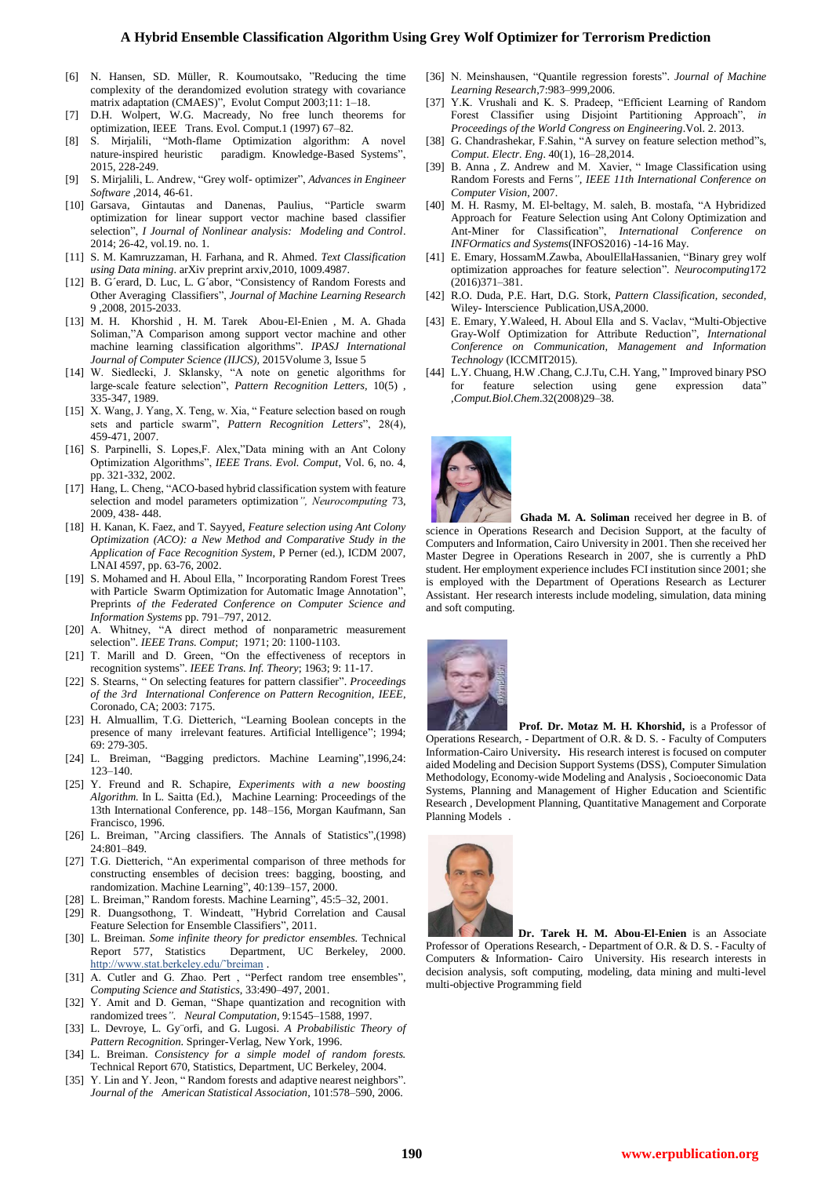[6] N. Hansen, SD. Müller, R. Koumoutsako, "Reducing the time complexity of the derandomized evolution strategy with covariance matrix adaptation (CMAES)", Evolut Comput 2003;11: 1–18.

[7] D.H. Wolpert, W.G. Macready, No free lunch theorems for optimization, IEEE Trans. Evol. Comput.1 (1997) 67–82.

[8] S. Mirjalili, "Moth-flame Optimization algorithm: A novel nature-inspired heuristic paradigm. Knowledge-Based Systems", 2015, 228-249.

[9] S. Mirjalili, L. Andrew, "Grey wolf- optimizer", *Advances in Engineer Software* ,2014, 46-61.

[10] Garsava, Gintautas and Danenas, Paulius, "Particle swarm optimization for linear support vector machine based classifier selection", *I Journal of Nonlinear analysis: Modeling and Control*. 2014; 26-42, vol.19. no. 1.

[11] S. M. Kamruzzaman, H. Farhana, and R. Ahmed. *Text Classification using Data mining*. arXiv preprint arxiv,2010, 1009.4987.

[12] B. G´erard, D. Luc, L. G´abor, "Consistency of Random Forests and Other Averaging Classifiers", *Journal of Machine Learning Research* 9 ,2008, 2015-2033.

[13] M. H. Khorshid , H. M. Tarek Abou-El-Enien , M. A. Ghada Soliman,"A Comparison among support vector machine and other machine learning classification algorithms". *IPASJ International Journal of Computer Science (IIJCS)*, 2015Volume 3, Issue 5

[14] W. Siedlecki, J. Sklansky, "A note on genetic algorithms for large-scale feature selection", *Pattern Recognition Letters*, 10(5) , 335-347, 1989.

[15] X. Wang, J. Yang, X. Teng, w. Xia, " Feature selection based on rough sets and particle swarm", *Pattern Recognition Letters*", 28(4), 459-471, 2007.

[16] S. Parpinelli, S. Lopes,F. Alex,"Data mining with an Ant Colony Optimization Algorithms", *IEEE Trans. Evol. Comput*, Vol. 6, no. 4, pp. 321-332, 2002.

[17] Hang, L. Cheng, "ACO-based hybrid classification system with feature selection and model parameters optimization*", Neurocomputing* 73, 2009, 438- 448.

[18] H. Kanan, K. Faez, and T. Sayyed, *Feature selection using Ant Colony Optimization (ACO): a New Method and Comparative Study in the Application of Face Recognition System*, P Perner (ed.), ICDM 2007, LNAI 4597, pp. 63-76, 2002.

[19] S. Mohamed and H. Aboul Ella, " Incorporating Random Forest Trees with Particle Swarm Optimization for Automatic Image Annotation", Preprints *of the Federated Conference on Computer Science and Information Systems* pp. 791–797, 2012.

[20] A. Whitney, "A direct method of nonparametric measurement selection". *IEEE Trans. Comput*; 1971; 20: 1100-1103.

[21] T. Marill and D. Green, "On the effectiveness of receptors in recognition systems". *IEEE Trans. Inf. Theory*; 1963; 9: 11-17.

[22] S. Stearns, " On selecting features for pattern classifier". *Proceedings of the 3rd International Conference on Pattern Recognition, IEEE*, Coronado, CA; 2003: 7175.

[23] H. Almuallim, T.G. Dietterich, "Learning Boolean concepts in the presence of many irrelevant features. Artificial Intelligence"; 1994; 69: 279-305.

[24] L. Breiman, "Bagging predictors. Machine Learning",1996,24: 123–140.

[25] Y. Freund and R. Schapire, *Experiments with a new boosting Algorithm.* In L. Saitta (Ed.), Machine Learning: Proceedings of the 13th International Conference, pp. 148–156, Morgan Kaufmann, San Francisco, 1996.

[26] L. Breiman, "Arcing classifiers. The Annals of Statistics",(1998) 24:801–849.

[27] T.G. Dietterich, "An experimental comparison of three methods for constructing ensembles of decision trees: bagging, boosting, and randomization. Machine Learning", 40:139–157, 2000.

[28] L. Breiman," Random forests. Machine Learning", 45:5–32, 2001.

[29] R. Duangsothong, T. Windeatt, "Hybrid Correlation and Causal Feature Selection for Ensemble Classifiers", 2011.

[30] L. Breiman. *Some infinite theory for predictor ensembles.* Technical Report 577, Statistics Department, UC Berkeley, 2000. http://www.stat.berkeley.edu/~breiman .

[31] A. Cutler and G. Zhao. Pert , "Perfect random tree ensembles", *Computing Science and Statistics*, 33:490–497, 2001.

[32] Y. Amit and D. Geman, "Shape quantization and recognition with randomized trees*". Neural Computation*, 9:1545–1588, 1997.

[33] L. Devroye, L. Gy¨orfi, and G. Lugosi. *A Probabilistic Theory of Pattern Recognition*. Springer-Verlag, New York, 1996.

[34] L. Breiman. *Consistency for a simple model of random forests.* Technical Report 670, Statistics, Department, UC Berkeley, 2004.

[35] Y. Lin and Y. Jeon, " Random forests and adaptive nearest neighbors". *Journal of the American Statistical Association*, 101:578–590, 2006.

[36] N. Meinshausen, "Quantile regression forests". *Journal of Machine Learning Research*,7:983–999,2006.

[37] Y.K. Vrushali and K. S. Pradeep, "Efficient Learning of Random Forest Classifier using Disjoint Partitioning Approach", *in Proceedings of the World Congress on Engineering*.Vol. 2. 2013.

[38] G. Chandrashekar, F.Sahin, "A survey on feature selection method"s, *Comput. Electr. Eng*. 40(1), 16–28,2014.

[39] B. Anna , Z. Andrew and M. Xavier, " Image Classification using Random Forests and Ferns*", IEEE 11th International Conference on Computer Vision*, 2007.

[40] M. H. Rasmy, M. El-beltagy, M. saleh, B. mostafa, "A Hybridized Approach for Feature Selection using Ant Colony Optimization and Ant-Miner for Classification", *International Conference on INFOrmatics and Systems*(INFOS2016) -14-16 May.

[41] E. Emary, HossamM.Zawba, AboulEllaHassanien, "Binary grey wolf optimization approaches for feature selection". *Neurocomputing*172 (2016)371–381.

[42] R.O. Duda, P.E. Hart, D.G. Stork, *Pattern Classification, seconded*, Wiley- Interscience Publication,USA,2000.

[43] E. Emary, Y.Waleed, H. Aboul Ella and S. Vaclav, "Multi-Objective Gray-Wolf Optimization for Attribute Reduction", *International Conference on Communication, Management and Information Technology* (ICCMIT2015).

[44] L.Y. Chuang, H.W .Chang, C.J.Tu, C.H. Yang, " Improved binary PSO for feature selection using gene expression data" ,*Comput.Biol.Chem*.32(2008)29–38.

**Ghada M. A. Soliman** received her degree in B. of science in Operations Research and Decision Support, at the faculty of Computers and Information, Cairo University in 2001. Then she received her Master Degree in Operations Research in 2007, she is currently a PhD student. Her employment experience includes FCI institution since 2001; she is employed with the Department of Operations Research as Lecturer Assistant. Her research interests include modeling, simulation, data mining and soft computing.

**Prof. Dr. Motaz M. H. Khorshid,** is a Professor of Operations Research, - Department of O.R. & D. S. - Faculty of Computers Information-Cairo University**.** His research interest is focused on computer aided Modeling and Decision Support Systems (DSS), Computer Simulation Methodology, Economy-wide Modeling and Analysis , Socioeconomic Data Systems, Planning and Management of Higher Education and Scientific Research , Development Planning, Quantitative Management and Corporate Planning Models .

**Dr. Tarek H. M. Abou-El-Enien** is an Associate Professor of Operations Research, - Department of O.R. & D. S. - Faculty of Computers & Information- Cairo University. His research interests in decision analysis, soft computing, modeling, data mining and multi-level multi-objective Programming field